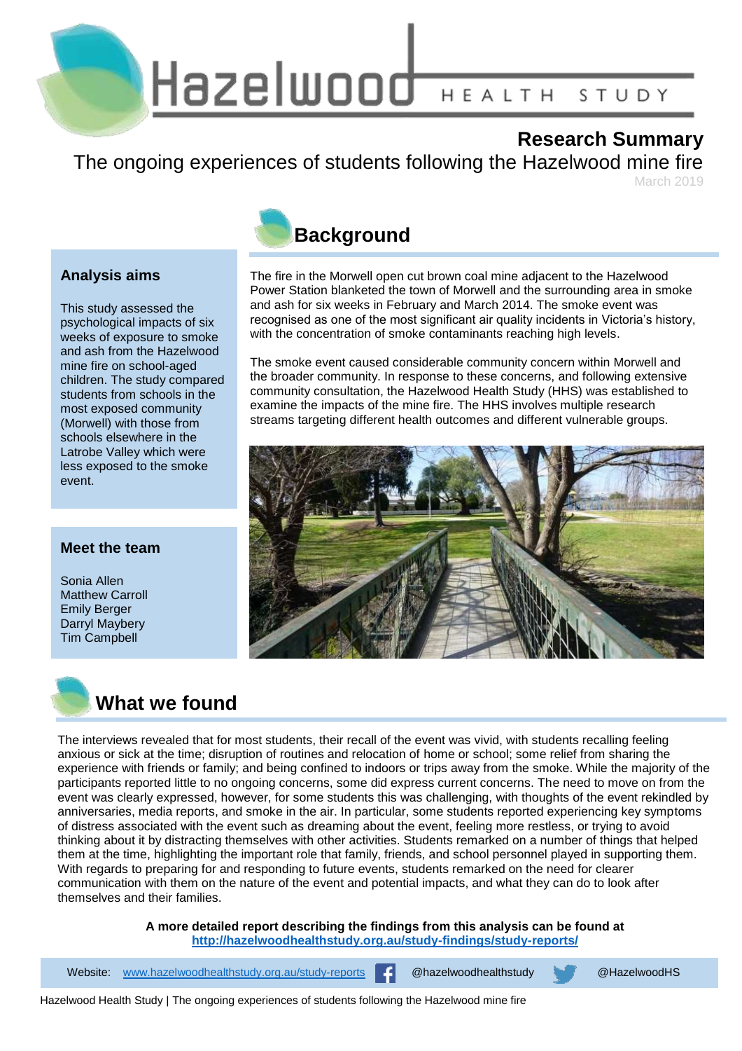# Hazelwood HEALTH STUDY

## Research Summary

The ongoing experiences of students following the Hazelwood mine fire

March 2019

### Analysis aims

This study assessed the psychological impacts of six weeks of exposure to smoke and ash from the Hazelwood mine fire on school-aged children. The study compared students from schools in the most exposed community (Morwell) with those from schools elsewhere in the Latrobe Valley which were less exposed to the smoke event.

### Meet the team

Sonia Allen
Matthew Carroll
Emily Berger
Darryl Maybery
Tim Campbell

## Background

The fire in the Morwell open cut brown coal mine adjacent to the Hazelwood Power Station blanketed the town of Morwell and the surrounding area in smoke and ash for six weeks in February and March 2014. The smoke event was recognised as one of the most significant air quality incidents in Victoria's history, with the concentration of smoke contaminants reaching high levels.

The smoke event caused considerable community concern within Morwell and the broader community. In response to these concerns, and following extensive community consultation, the Hazelwood Health Study (HHS) was established to examine the impacts of the mine fire. The HHS involves multiple research streams targeting different health outcomes and different vulnerable groups.

## What we found

The interviews revealed that for most students, their recall of the event was vivid, with students recalling feeling anxious or sick at the time; disruption of routines and relocation of home or school; some relief from sharing the experience with friends or family; and being confined to indoors or trips away from the smoke. While the majority of the participants reported little to no ongoing concerns, some did express current concerns. The need to move on from the event was clearly expressed, however, for some students this was challenging, with thoughts of the event rekindled by anniversaries, media reports, and smoke in the air. In particular, some students reported experiencing key symptoms of distress associated with the event such as dreaming about the event, feeling more restless, or trying to avoid thinking about it by distracting themselves with other activities. Students remarked on a number of things that helped them at the time, highlighting the important role that family, friends, and school personnel played in supporting them. With regards to preparing for and responding to future events, students remarked on the need for clearer communication with them on the nature of the event and potential impacts, and what they can do to look after themselves and their families.

**A more detailed report describing the findings from this analysis can be found at [http://hazelwoodhealthstudy.org.au/study-findings/study-reports/](http://hazelwoodhealthstudy.org.au/study-findings/study-reports/)**

Website: [www.hazelwoodhealthstudy.org.au/study-reports](http://www.hazelwoodhealthstudy.org.au/study-reports) @hazelwoodhealthstudy @HazelwoodHS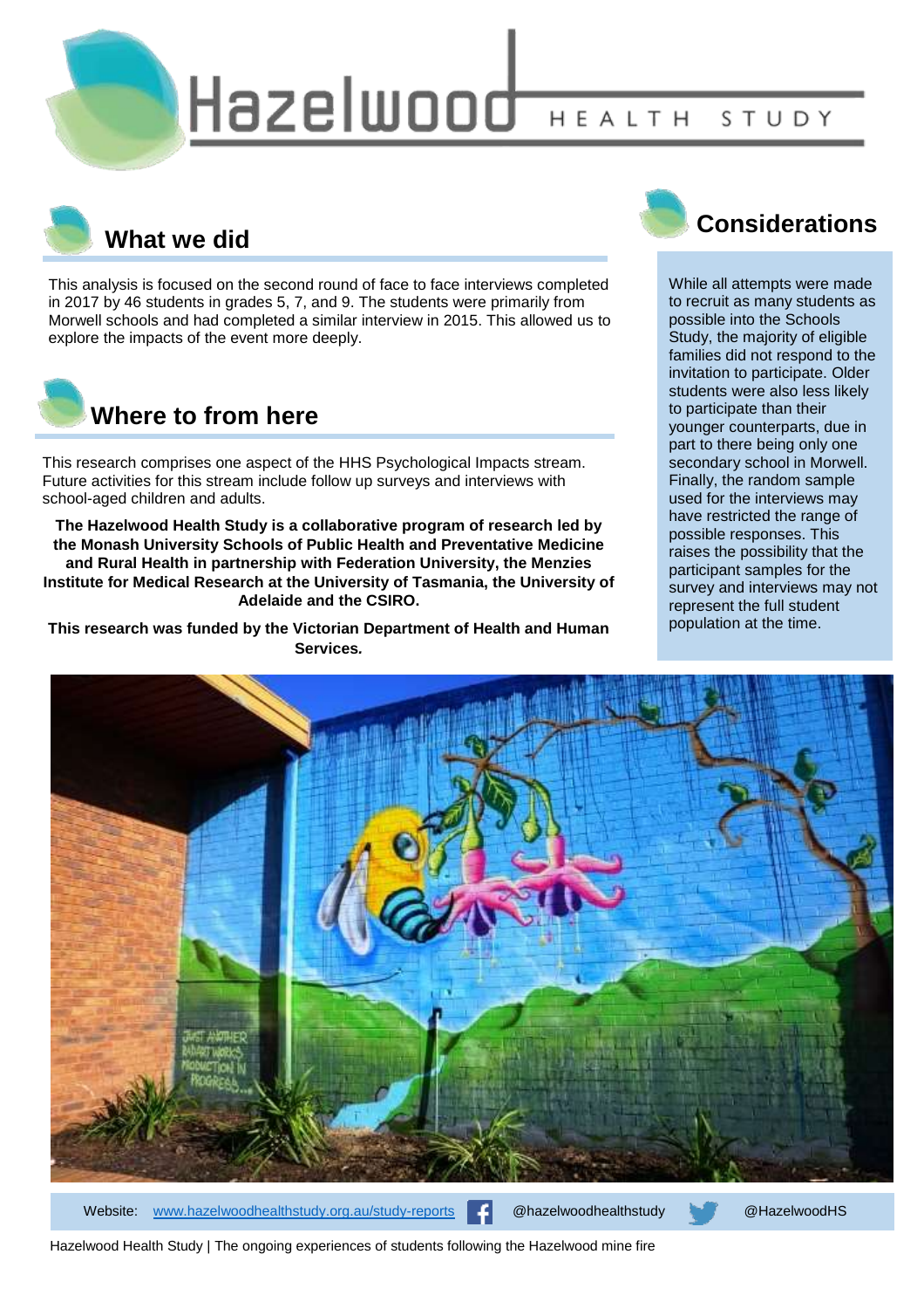# Hazelwood HEALTH STUDY

## What we did

This analysis is focused on the second round of face to face interviews completed in 2017 by 46 students in grades 5, 7, and 9. The students were primarily from Morwell schools and had completed a similar interview in 2015. This allowed us to explore the impacts of the event more deeply.

## Where to from here

This research comprises one aspect of the HHS Psychological Impacts stream. Future activities for this stream include follow up surveys and interviews with school-aged children and adults.

**The Hazelwood Health Study is a collaborative program of research led by the Monash University Schools of Public Health and Preventative Medicine and Rural Health in partnership with Federation University, the Menzies Institute for Medical Research at the University of Tasmania, the University of Adelaide and the CSIRO.**

**This research was funded by the Victorian Department of Health and Human Services.**

## Considerations

While all attempts were made to recruit as many students as possible into the Schools Study, the majority of eligible families did not respond to the invitation to participate. Older students were also less likely to participate than their younger counterparts, due in part to there being only one secondary school in Morwell. Finally, the random sample used for the interviews may have restricted the range of possible responses. This raises the possibility that the participant samples for the survey and interviews may not represent the full student population at the time.

Website: www.hazelwoodhealthstudy.org.au/study-reports @hazelwoodhealthstudy @HazelwoodHS

Hazelwood Health Study | The ongoing experiences of students following the Hazelwood mine fire